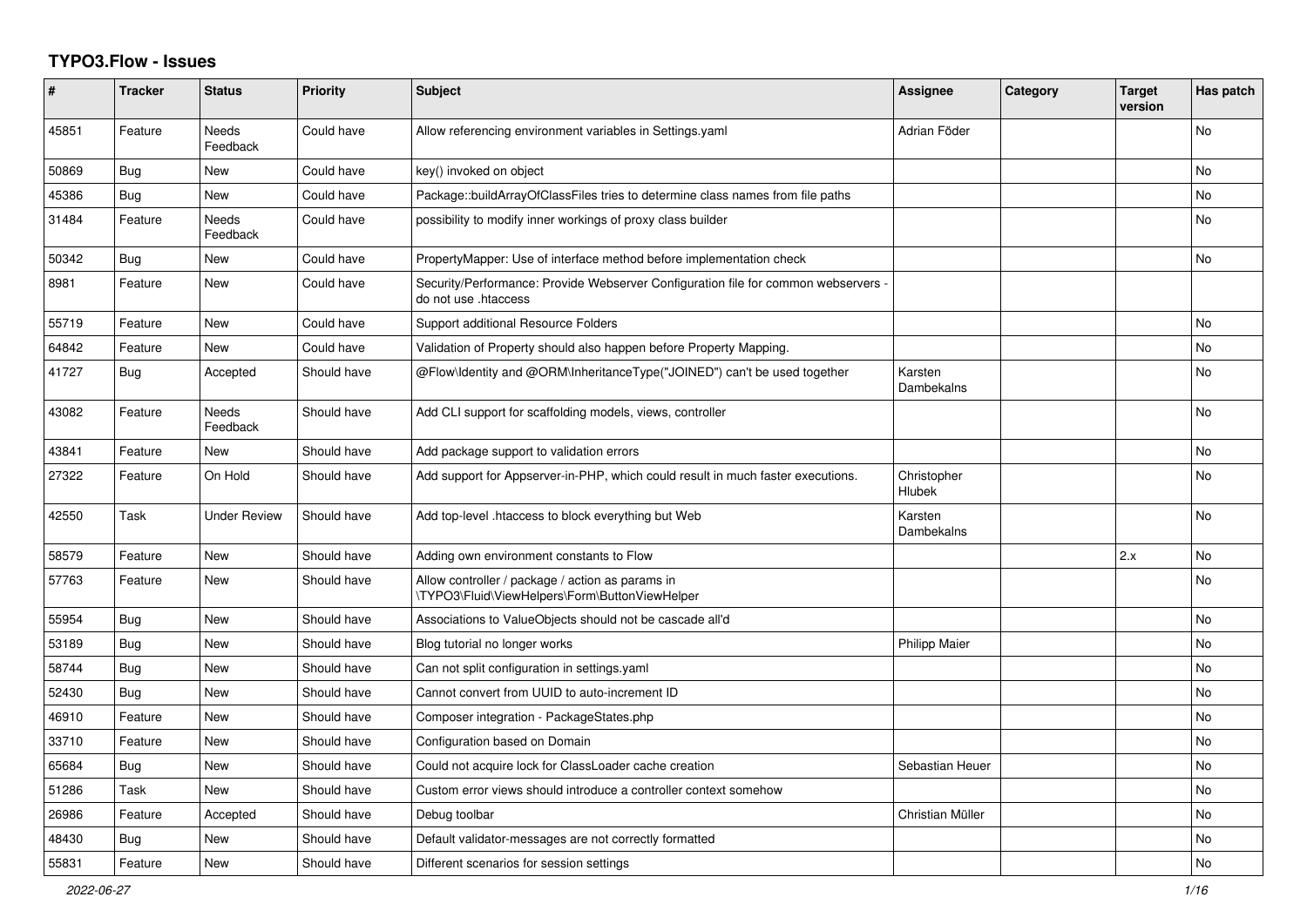# TYPO3.Flow - Issues

| # | Tracker | Status | Priority | Subject | Assignee | Category | Target version | Has patch |
|---|---|---|---|---|---|---|---|---|
| 45851 | Feature | Needs Feedback | Could have | Allow referencing environment variables in Settings.yaml | Adrian Föder | | | No |
| 50869 | Bug | New | Could have | key() invoked on object | | | | No |
| 45386 | Bug | New | Could have | Package::buildArrayOfClassFiles tries to determine class names from file paths | | | | No |
| 31484 | Feature | Needs Feedback | Could have | possibility to modify inner workings of proxy class builder | | | | No |
| 50342 | Bug | New | Could have | PropertyMapper: Use of interface method before implementation check | | | | No |
| 8981 | Feature | New | Could have | Security/Performance: Provide Webserver Configuration file for common webservers - do not use .htaccess | | | | |
| 55719 | Feature | New | Could have | Support additional Resource Folders | | | | No |
| 64842 | Feature | New | Could have | Validation of Property should also happen before Property Mapping. | | | | No |
| 41727 | Bug | Accepted | Should have | @Flow\Identity and @ORM\InheritanceType("JOINED") can't be used together | Karsten Dambekalns | | | No |
| 43082 | Feature | Needs Feedback | Should have | Add CLI support for scaffolding models, views, controller | | | | No |
| 43841 | Feature | New | Should have | Add package support to validation errors | | | | No |
| 27322 | Feature | On Hold | Should have | Add support for Appserver-in-PHP, which could result in much faster executions. | Christopher Hlubek | | | No |
| 42550 | Task | Under Review | Should have | Add top-level .htaccess to block everything but Web | Karsten Dambekalns | | | No |
| 58579 | Feature | New | Should have | Adding own environment constants to Flow | | | 2.x | No |
| 57763 | Feature | New | Should have | Allow controller / package / action as params in \TYPO3\Fluid\ViewHelpers\Form\ButtonViewHelper | | | | No |
| 55954 | Bug | New | Should have | Associations to ValueObjects should not be cascade all'd | | | | No |
| 53189 | Bug | New | Should have | Blog tutorial no longer works | Philipp Maier | | | No |
| 58744 | Bug | New | Should have | Can not split configuration in settings.yaml | | | | No |
| 52430 | Bug | New | Should have | Cannot convert from UUID to auto-increment ID | | | | No |
| 46910 | Feature | New | Should have | Composer integration - PackageStates.php | | | | No |
| 33710 | Feature | New | Should have | Configuration based on Domain | | | | No |
| 65684 | Bug | New | Should have | Could not acquire lock for ClassLoader cache creation | Sebastian Heuer | | | No |
| 51286 | Task | New | Should have | Custom error views should introduce a controller context somehow | | | | No |
| 26986 | Feature | Accepted | Should have | Debug toolbar | Christian Müller | | | No |
| 48430 | Bug | New | Should have | Default validator-messages are not correctly formatted | | | | No |
| 55831 | Feature | New | Should have | Different scenarios for session settings | | | | No |

*2022-06-27*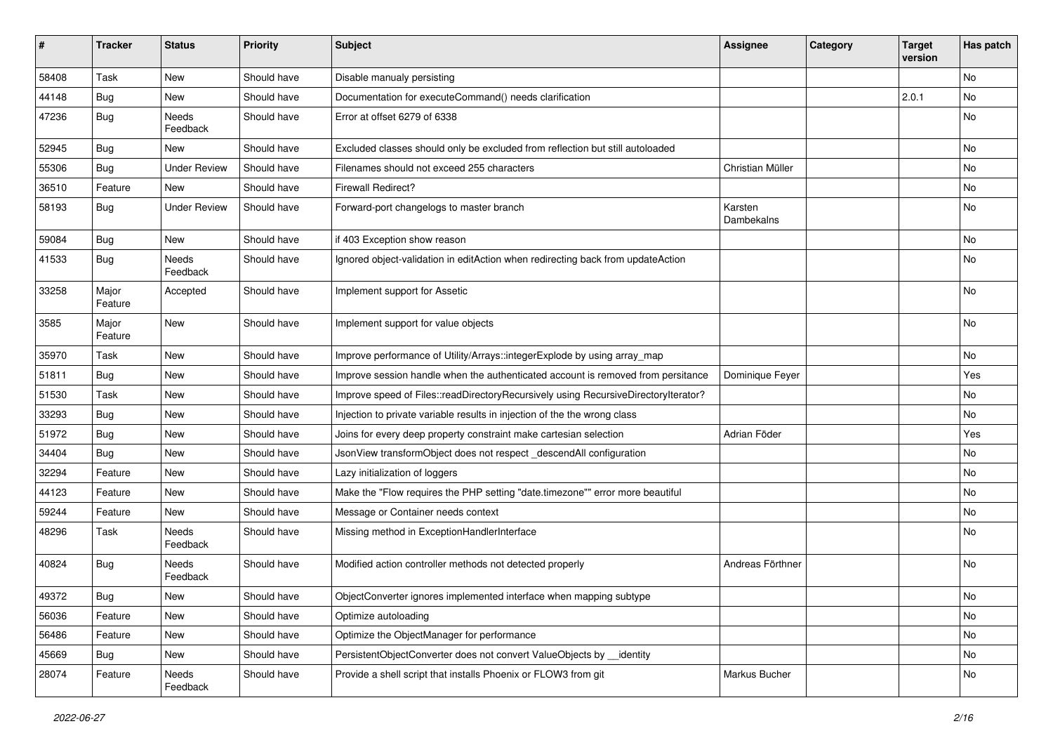| # | Tracker | Status | Priority | Subject | Assignee | Category | Target version | Has patch |
|---|---|---|---|---|---|---|---|---|
| 58408 | Task | New | Should have | Disable manualy persisting | | | | No |
| 44148 | Bug | New | Should have | Documentation for executeCommand() needs clarification | | | 2.0.1 | No |
| 47236 | Bug | Needs Feedback | Should have | Error at offset 6279 of 6338 | | | | No |
| 52945 | Bug | New | Should have | Excluded classes should only be excluded from reflection but still autoloaded | | | | No |
| 55306 | Bug | Under Review | Should have | Filenames should not exceed 255 characters | Christian Müller | | | No |
| 36510 | Feature | New | Should have | Firewall Redirect? | | | | No |
| 58193 | Bug | Under Review | Should have | Forward-port changelogs to master branch | Karsten Dambekalns | | | No |
| 59084 | Bug | New | Should have | if 403 Exception show reason | | | | No |
| 41533 | Bug | Needs Feedback | Should have | Ignored object-validation in editAction when redirecting back from updateAction | | | | No |
| 33258 | Major Feature | Accepted | Should have | Implement support for Assetic | | | | No |
| 3585 | Major Feature | New | Should have | Implement support for value objects | | | | No |
| 35970 | Task | New | Should have | Improve performance of Utility/Arrays::integerExplode by using array_map | | | | No |
| 51811 | Bug | New | Should have | Improve session handle when the authenticated account is removed from persitance | Dominique Feyer | | | Yes |
| 51530 | Task | New | Should have | Improve speed of Files::readDirectoryRecursively using RecursiveDirectoryIterator? | | | | No |
| 33293 | Bug | New | Should have | Injection to private variable results in injection of the the wrong class | | | | No |
| 51972 | Bug | New | Should have | Joins for every deep property constraint make cartesian selection | Adrian Föder | | | Yes |
| 34404 | Bug | New | Should have | JsonView transformObject does not respect _descendAll configuration | | | | No |
| 32294 | Feature | New | Should have | Lazy initialization of loggers | | | | No |
| 44123 | Feature | New | Should have | Make the "Flow requires the PHP setting "date.timezone"" error more beautiful | | | | No |
| 59244 | Feature | New | Should have | Message or Container needs context | | | | No |
| 48296 | Task | Needs Feedback | Should have | Missing method in ExceptionHandlerInterface | | | | No |
| 40824 | Bug | Needs Feedback | Should have | Modified action controller methods not detected properly | Andreas Förthner | | | No |
| 49372 | Bug | New | Should have | ObjectConverter ignores implemented interface when mapping subtype | | | | No |
| 56036 | Feature | New | Should have | Optimize autoloading | | | | No |
| 56486 | Feature | New | Should have | Optimize the ObjectManager for performance | | | | No |
| 45669 | Bug | New | Should have | PersistentObjectConverter does not convert ValueObjects by __identity | | | | No |
| 28074 | Feature | Needs Feedback | Should have | Provide a shell script that installs Phoenix or FLOW3 from git | Markus Bucher | | | No |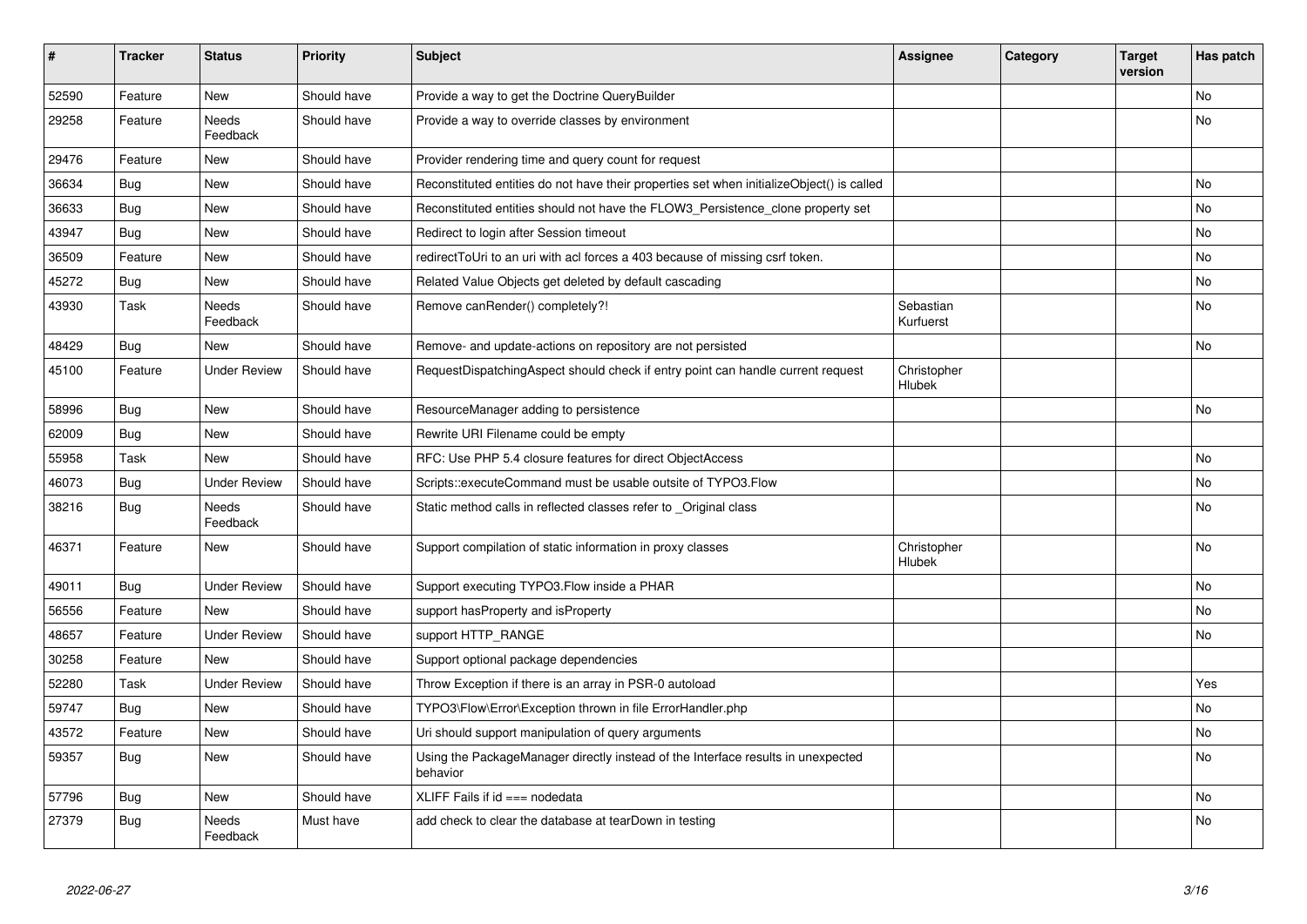| # | Tracker | Status | Priority | Subject | Assignee | Category | Target version | Has patch |
|---|---|---|---|---|---|---|---|---|
| 52590 | Feature | New | Should have | Provide a way to get the Doctrine QueryBuilder | | | | No |
| 29258 | Feature | Needs Feedback | Should have | Provide a way to override classes by environment | | | | No |
| 29476 | Feature | New | Should have | Provider rendering time and query count for request | | | | |
| 36634 | Bug | New | Should have | Reconstituted entities do not have their properties set when initializeObject() is called | | | | No |
| 36633 | Bug | New | Should have | Reconstituted entities should not have the FLOW3_Persistence_clone property set | | | | No |
| 43947 | Bug | New | Should have | Redirect to login after Session timeout | | | | No |
| 36509 | Feature | New | Should have | redirectToUri to an uri with acl forces a 403 because of missing csrf token. | | | | No |
| 45272 | Bug | New | Should have | Related Value Objects get deleted by default cascading | | | | No |
| 43930 | Task | Needs Feedback | Should have | Remove canRender() completely?! | Sebastian Kurfuerst | | | No |
| 48429 | Bug | New | Should have | Remove- and update-actions on repository are not persisted | | | | No |
| 45100 | Feature | Under Review | Should have | RequestDispatchingAspect should check if entry point can handle current request | Christopher Hlubek | | | |
| 58996 | Bug | New | Should have | ResourceManager adding to persistence | | | | No |
| 62009 | Bug | New | Should have | Rewrite URI Filename could be empty | | | | |
| 55958 | Task | New | Should have | RFC: Use PHP 5.4 closure features for direct ObjectAccess | | | | No |
| 46073 | Bug | Under Review | Should have | Scripts::executeCommand must be usable outsite of TYPO3.Flow | | | | No |
| 38216 | Bug | Needs Feedback | Should have | Static method calls in reflected classes refer to _Original class | | | | No |
| 46371 | Feature | New | Should have | Support compilation of static information in proxy classes | Christopher Hlubek | | | No |
| 49011 | Bug | Under Review | Should have | Support executing TYPO3.Flow inside a PHAR | | | | No |
| 56556 | Feature | New | Should have | support hasProperty and isProperty | | | | No |
| 48657 | Feature | Under Review | Should have | support HTTP_RANGE | | | | No |
| 30258 | Feature | New | Should have | Support optional package dependencies | | | | |
| 52280 | Task | Under Review | Should have | Throw Exception if there is an array in PSR-0 autoload | | | | Yes |
| 59747 | Bug | New | Should have | TYPO3\Flow\Error\Exception thrown in file ErrorHandler.php | | | | No |
| 43572 | Feature | New | Should have | Uri should support manipulation of query arguments | | | | No |
| 59357 | Bug | New | Should have | Using the PackageManager directly instead of the Interface results in unexpected behavior | | | | No |
| 57796 | Bug | New | Should have | XLIFF Fails if id === nodedata | | | | No |
| 27379 | Bug | Needs Feedback | Must have | add check to clear the database at tearDown in testing | | | | No |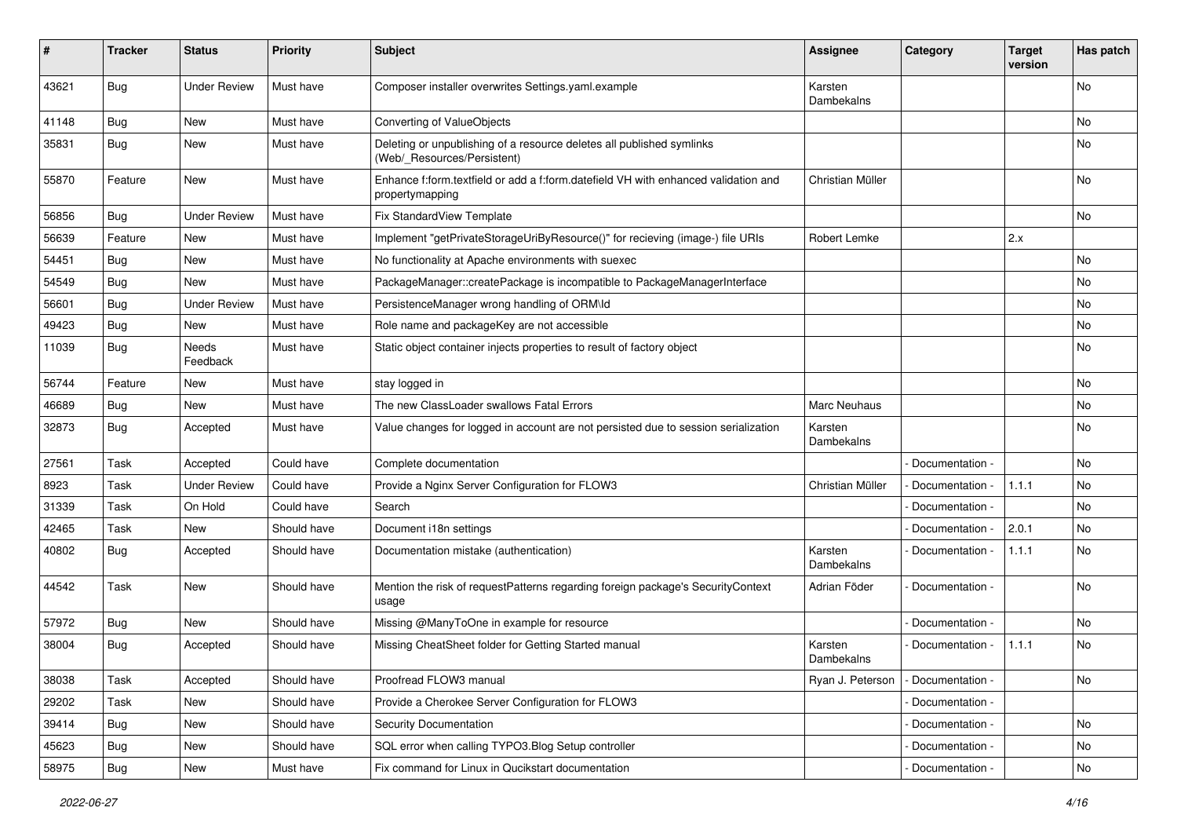| # | Tracker | Status | Priority | Subject | Assignee | Category | Target version | Has patch |
|---|---|---|---|---|---|---|---|---|
| 43621 | Bug | Under Review | Must have | Composer installer overwrites Settings.yaml.example | Karsten Dambekalns | | | No |
| 41148 | Bug | New | Must have | Converting of ValueObjects | | | | No |
| 35831 | Bug | New | Must have | Deleting or unpublishing of a resource deletes all published symlinks (Web/_Resources/Persistent) | | | | No |
| 55870 | Feature | New | Must have | Enhance f:form.textfield or add a f:form.datefield VH with enhanced validation and propertymapping | Christian Müller | | | No |
| 56856 | Bug | Under Review | Must have | Fix StandardView Template | | | | No |
| 56639 | Feature | New | Must have | Implement "getPrivateStorageUriByResource()" for recieving (image-) file URIs | Robert Lemke | | 2.x | |
| 54451 | Bug | New | Must have | No functionality at Apache environments with suexec | | | | No |
| 54549 | Bug | New | Must have | PackageManager::createPackage is incompatible to PackageManagerInterface | | | | No |
| 56601 | Bug | Under Review | Must have | PersistenceManager wrong handling of ORM\Id | | | | No |
| 49423 | Bug | New | Must have | Role name and packageKey are not accessible | | | | No |
| 11039 | Bug | Needs Feedback | Must have | Static object container injects properties to result of factory object | | | | No |
| 56744 | Feature | New | Must have | stay logged in | | | | No |
| 46689 | Bug | New | Must have | The new ClassLoader swallows Fatal Errors | Marc Neuhaus | | | No |
| 32873 | Bug | Accepted | Must have | Value changes for logged in account are not persisted due to session serialization | Karsten Dambekalns | | | No |
| 27561 | Task | Accepted | Could have | Complete documentation | | - Documentation - | | No |
| 8923 | Task | Under Review | Could have | Provide a Nginx Server Configuration for FLOW3 | Christian Müller | - Documentation - | 1.1.1 | No |
| 31339 | Task | On Hold | Could have | Search | | - Documentation - | | No |
| 42465 | Task | New | Should have | Document i18n settings | | - Documentation - | 2.0.1 | No |
| 40802 | Bug | Accepted | Should have | Documentation mistake (authentication) | Karsten Dambekalns | - Documentation - | 1.1.1 | No |
| 44542 | Task | New | Should have | Mention the risk of requestPatterns regarding foreign package's SecurityContext usage | Adrian Föder | - Documentation - | | No |
| 57972 | Bug | New | Should have | Missing @ManyToOne in example for resource | | - Documentation - | | No |
| 38004 | Bug | Accepted | Should have | Missing CheatSheet folder for Getting Started manual | Karsten Dambekalns | - Documentation - | 1.1.1 | No |
| 38038 | Task | Accepted | Should have | Proofread FLOW3 manual | Ryan J. Peterson | - Documentation - | | No |
| 29202 | Task | New | Should have | Provide a Cherokee Server Configuration for FLOW3 | | - Documentation - | | |
| 39414 | Bug | New | Should have | Security Documentation | | - Documentation - | | No |
| 45623 | Bug | New | Should have | SQL error when calling TYPO3.Blog Setup controller | | - Documentation - | | No |
| 58975 | Bug | New | Must have | Fix command for Linux in Qucikstart documentation | | - Documentation - | | No |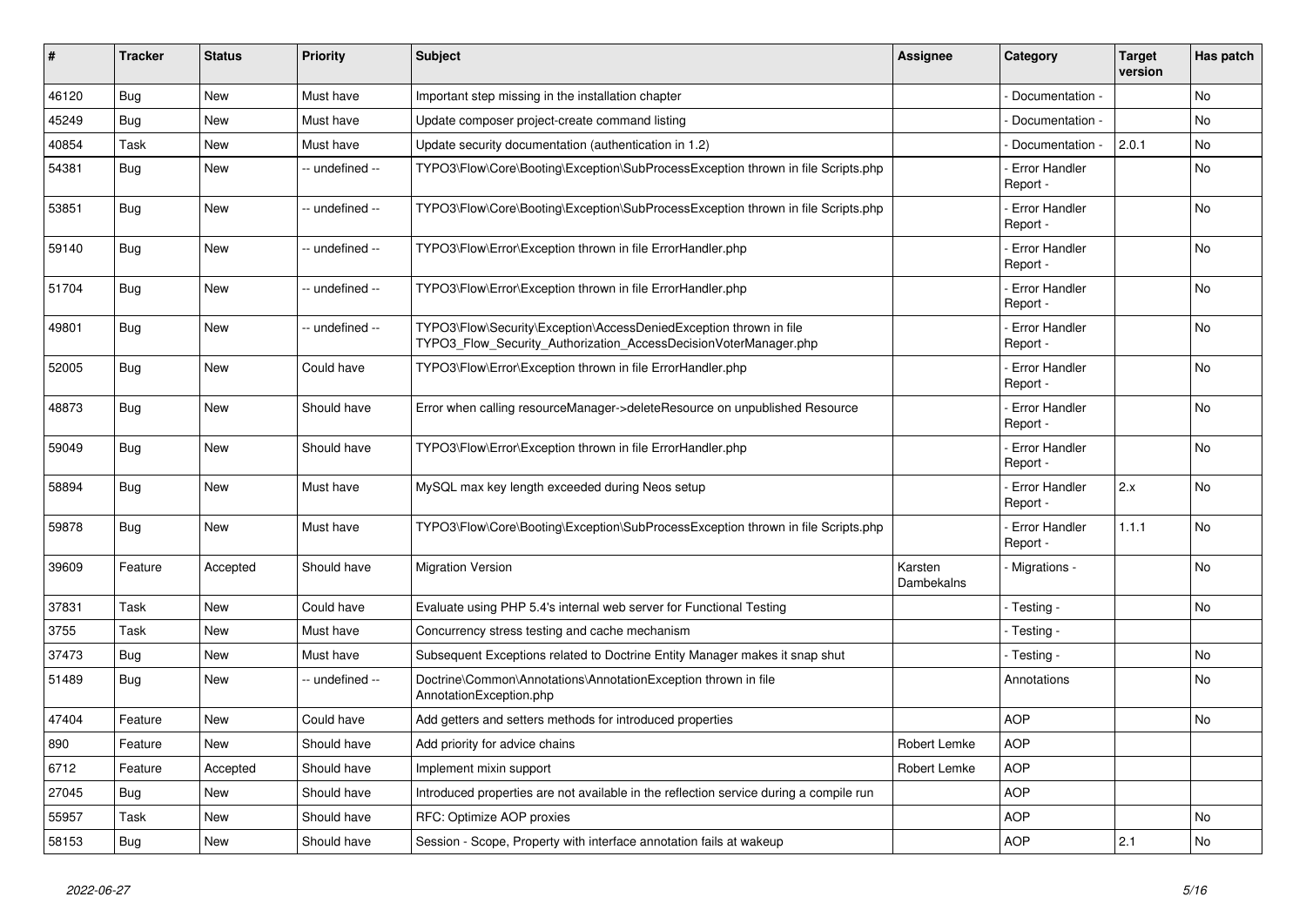| # | Tracker | Status | Priority | Subject | Assignee | Category | Target version | Has patch |
|---|---|---|---|---|---|---|---|---|
| 46120 | Bug | New | Must have | Important step missing in the installation chapter | | - Documentation - | | No |
| 45249 | Bug | New | Must have | Update composer project-create command listing | | - Documentation - | | No |
| 40854 | Task | New | Must have | Update security documentation (authentication in 1.2) | | - Documentation - | 2.0.1 | No |
| 54381 | Bug | New | -- undefined -- | TYPO3\Flow\Core\Booting\Exception\SubProcessException thrown in file Scripts.php | | - Error Handler Report - | | No |
| 53851 | Bug | New | -- undefined -- | TYPO3\Flow\Core\Booting\Exception\SubProcessException thrown in file Scripts.php | | - Error Handler Report - | | No |
| 59140 | Bug | New | -- undefined -- | TYPO3\Flow\Error\Exception thrown in file ErrorHandler.php | | - Error Handler Report - | | No |
| 51704 | Bug | New | -- undefined -- | TYPO3\Flow\Error\Exception thrown in file ErrorHandler.php | | - Error Handler Report - | | No |
| 49801 | Bug | New | -- undefined -- | TYPO3\Flow\Security\Exception\AccessDeniedException thrown in file TYPO3_Flow_Security_Authorization_AccessDecisionVoterManager.php | | - Error Handler Report - | | No |
| 52005 | Bug | New | Could have | TYPO3\Flow\Error\Exception thrown in file ErrorHandler.php | | - Error Handler Report - | | No |
| 48873 | Bug | New | Should have | Error when calling resourceManager->deleteResource on unpublished Resource | | - Error Handler Report - | | No |
| 59049 | Bug | New | Should have | TYPO3\Flow\Error\Exception thrown in file ErrorHandler.php | | - Error Handler Report - | | No |
| 58894 | Bug | New | Must have | MySQL max key length exceeded during Neos setup | | - Error Handler Report - | 2.x | No |
| 59878 | Bug | New | Must have | TYPO3\Flow\Core\Booting\Exception\SubProcessException thrown in file Scripts.php | | - Error Handler Report - | 1.1.1 | No |
| 39609 | Feature | Accepted | Should have | Migration Version | Karsten Dambekalns | - Migrations - | | No |
| 37831 | Task | New | Could have | Evaluate using PHP 5.4's internal web server for Functional Testing | | - Testing - | | No |
| 3755 | Task | New | Must have | Concurrency stress testing and cache mechanism | | - Testing - | | |
| 37473 | Bug | New | Must have | Subsequent Exceptions related to Doctrine Entity Manager makes it snap shut | | - Testing - | | No |
| 51489 | Bug | New | -- undefined -- | Doctrine\Common\Annotations\AnnotationException thrown in file AnnotationException.php | | Annotations | | No |
| 47404 | Feature | New | Could have | Add getters and setters methods for introduced properties | | AOP | | No |
| 890 | Feature | New | Should have | Add priority for advice chains | Robert Lemke | AOP | | |
| 6712 | Feature | Accepted | Should have | Implement mixin support | Robert Lemke | AOP | | |
| 27045 | Bug | New | Should have | Introduced properties are not available in the reflection service during a compile run | | AOP | | |
| 55957 | Task | New | Should have | RFC: Optimize AOP proxies | | AOP | | No |
| 58153 | Bug | New | Should have | Session - Scope, Property with interface annotation fails at wakeup | | AOP | 2.1 | No |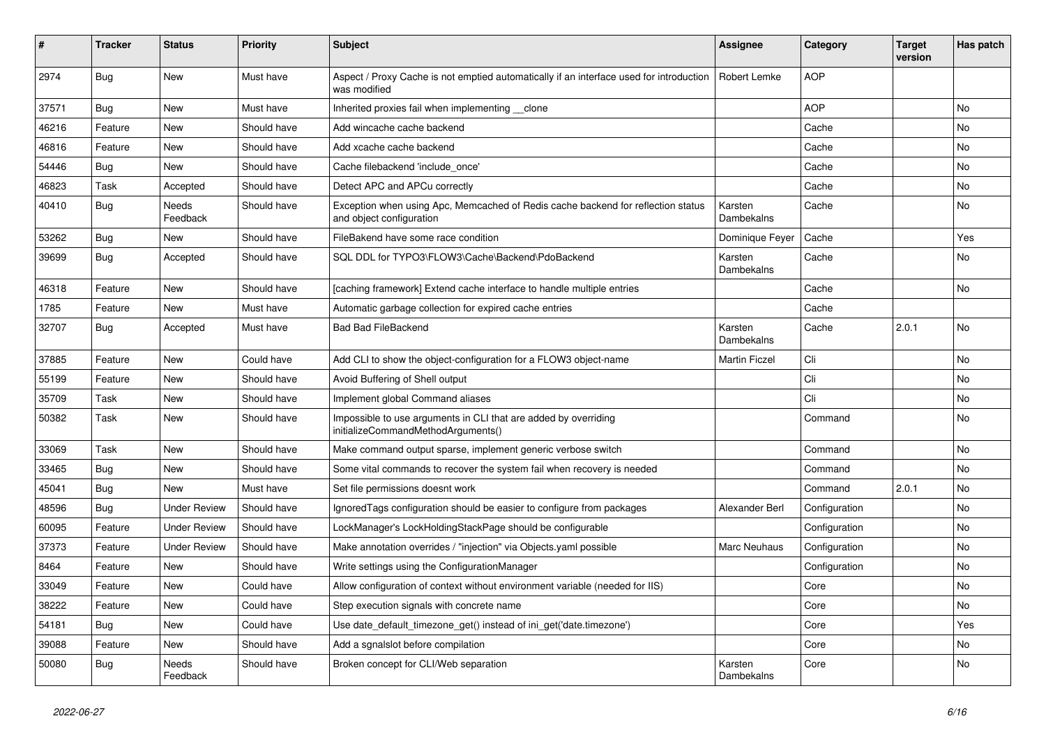| # | Tracker | Status | Priority | Subject | Assignee | Category | Target version | Has patch |
|---|---|---|---|---|---|---|---|---|
| 2974 | Bug | New | Must have | Aspect / Proxy Cache is not emptied automatically if an interface used for introduction was modified | Robert Lemke | AOP | | |
| 37571 | Bug | New | Must have | Inherited proxies fail when implementing __clone | | AOP | | No |
| 46216 | Feature | New | Should have | Add wincache cache backend | | Cache | | No |
| 46816 | Feature | New | Should have | Add xcache cache backend | | Cache | | No |
| 54446 | Bug | New | Should have | Cache filebackend 'include_once' | | Cache | | No |
| 46823 | Task | Accepted | Should have | Detect APC and APCu correctly | | Cache | | No |
| 40410 | Bug | Needs Feedback | Should have | Exception when using Apc, Memcached of Redis cache backend for reflection status and object configuration | Karsten Dambekalns | Cache | | No |
| 53262 | Bug | New | Should have | FileBakend have some race condition | Dominique Feyer | Cache | | Yes |
| 39699 | Bug | Accepted | Should have | SQL DDL for TYPO3\FLOW3\Cache\Backend\PdoBackend | Karsten Dambekalns | Cache | | No |
| 46318 | Feature | New | Should have | [caching framework] Extend cache interface to handle multiple entries | | Cache | | No |
| 1785 | Feature | New | Must have | Automatic garbage collection for expired cache entries | | Cache | | |
| 32707 | Bug | Accepted | Must have | Bad Bad FileBackend | Karsten Dambekalns | Cache | 2.0.1 | No |
| 37885 | Feature | New | Could have | Add CLI to show the object-configuration for a FLOW3 object-name | Martin Ficzel | Cli | | No |
| 55199 | Feature | New | Should have | Avoid Buffering of Shell output | | Cli | | No |
| 35709 | Task | New | Should have | Implement global Command aliases | | Cli | | No |
| 50382 | Task | New | Should have | Impossible to use arguments in CLI that are added by overriding initializeCommandMethodArguments() | | Command | | No |
| 33069 | Task | New | Should have | Make command output sparse, implement generic verbose switch | | Command | | No |
| 33465 | Bug | New | Should have | Some vital commands to recover the system fail when recovery is needed | | Command | | No |
| 45041 | Bug | New | Must have | Set file permissions doesnt work | | Command | 2.0.1 | No |
| 48596 | Bug | Under Review | Should have | IgnoredTags configuration should be easier to configure from packages | Alexander Berl | Configuration | | No |
| 60095 | Feature | Under Review | Should have | LockManager's LockHoldingStackPage should be configurable | | Configuration | | No |
| 37373 | Feature | Under Review | Should have | Make annotation overrides / "injection" via Objects.yaml possible | Marc Neuhaus | Configuration | | No |
| 8464 | Feature | New | Should have | Write settings using the ConfigurationManager | | Configuration | | No |
| 33049 | Feature | New | Could have | Allow configuration of context without environment variable (needed for IIS) | | Core | | No |
| 38222 | Feature | New | Could have | Step execution signals with concrete name | | Core | | No |
| 54181 | Bug | New | Could have | Use date_default_timezone_get() instead of ini_get('date.timezone') | | Core | | Yes |
| 39088 | Feature | New | Should have | Add a sgnalslot before compilation | | Core | | No |
| 50080 | Bug | Needs Feedback | Should have | Broken concept for CLI/Web separation | Karsten Dambekalns | Core | | No |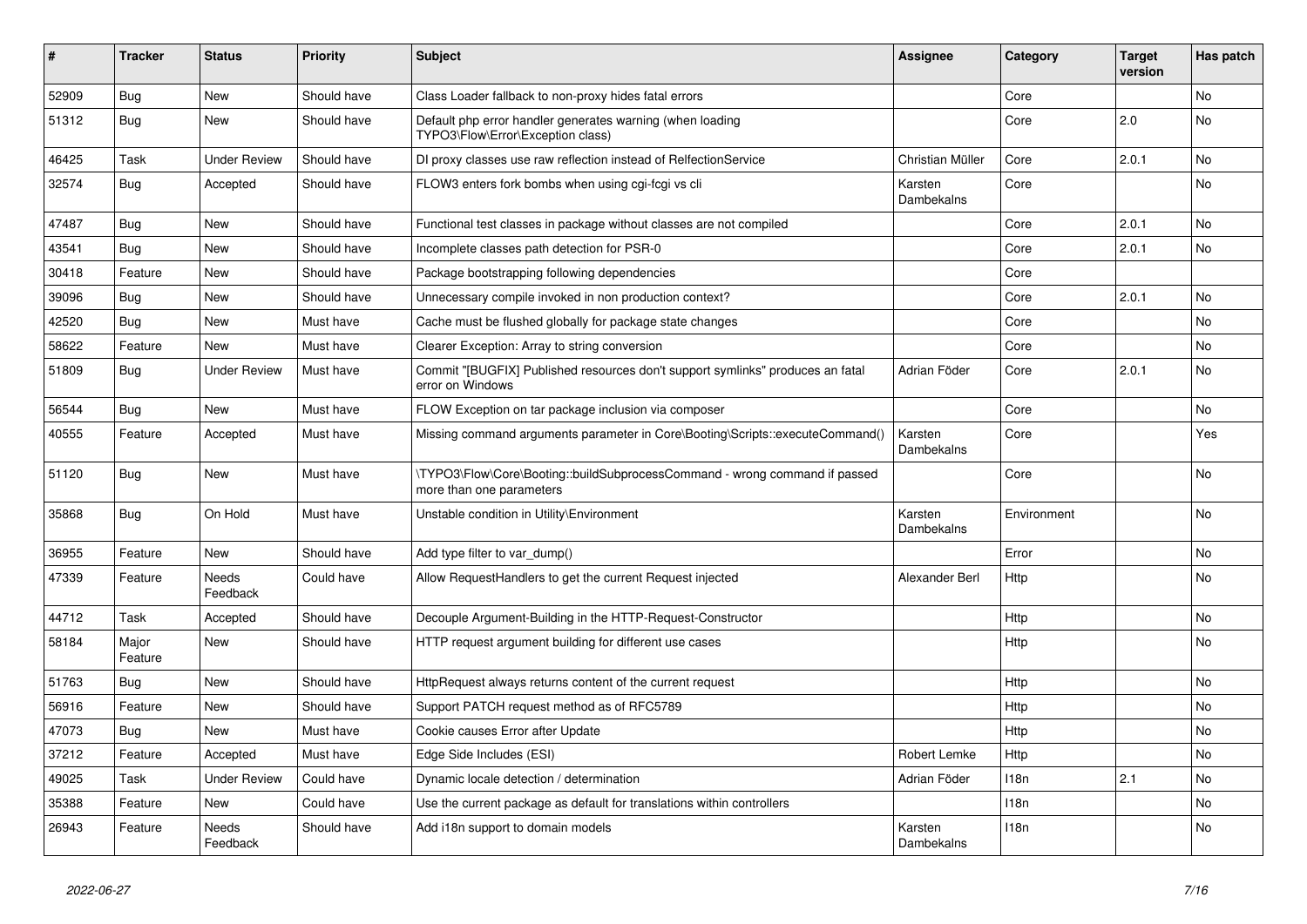| # | Tracker | Status | Priority | Subject | Assignee | Category | Target version | Has patch |
|---|---|---|---|---|---|---|---|---|
| 52909 | Bug | New | Should have | Class Loader fallback to non-proxy hides fatal errors | | Core | | No |
| 51312 | Bug | New | Should have | Default php error handler generates warning (when loading TYPO3\Flow\Error\Exception class) | | Core | 2.0 | No |
| 46425 | Task | Under Review | Should have | DI proxy classes use raw reflection instead of RelfectionService | Christian Müller | Core | 2.0.1 | No |
| 32574 | Bug | Accepted | Should have | FLOW3 enters fork bombs when using cgi-fcgi vs cli | Karsten Dambekalns | Core | | No |
| 47487 | Bug | New | Should have | Functional test classes in package without classes are not compiled | | Core | 2.0.1 | No |
| 43541 | Bug | New | Should have | Incomplete classes path detection for PSR-0 | | Core | 2.0.1 | No |
| 30418 | Feature | New | Should have | Package bootstrapping following dependencies | | Core | | |
| 39096 | Bug | New | Should have | Unnecessary compile invoked in non production context? | | Core | 2.0.1 | No |
| 42520 | Bug | New | Must have | Cache must be flushed globally for package state changes | | Core | | No |
| 58622 | Feature | New | Must have | Clearer Exception: Array to string conversion | | Core | | No |
| 51809 | Bug | Under Review | Must have | Commit "[BUGFIX] Published resources don't support symlinks" produces an fatal error on Windows | Adrian Föder | Core | 2.0.1 | No |
| 56544 | Bug | New | Must have | FLOW Exception on tar package inclusion via composer | | Core | | No |
| 40555 | Feature | Accepted | Must have | Missing command arguments parameter in Core\Booting\Scripts::executeCommand() | Karsten Dambekalns | Core | | Yes |
| 51120 | Bug | New | Must have | \TYPO3\Flow\Core\Booting::buildSubprocessCommand - wrong command if passed more than one parameters | | Core | | No |
| 35868 | Bug | On Hold | Must have | Unstable condition in Utility\Environment | Karsten Dambekalns | Environment | | No |
| 36955 | Feature | New | Should have | Add type filter to var_dump() | | Error | | No |
| 47339 | Feature | Needs Feedback | Could have | Allow RequestHandlers to get the current Request injected | Alexander Berl | Http | | No |
| 44712 | Task | Accepted | Should have | Decouple Argument-Building in the HTTP-Request-Constructor | | Http | | No |
| 58184 | Major Feature | New | Should have | HTTP request argument building for different use cases | | Http | | No |
| 51763 | Bug | New | Should have | HttpRequest always returns content of the current request | | Http | | No |
| 56916 | Feature | New | Should have | Support PATCH request method as of RFC5789 | | Http | | No |
| 47073 | Bug | New | Must have | Cookie causes Error after Update | | Http | | No |
| 37212 | Feature | Accepted | Must have | Edge Side Includes (ESI) | Robert Lemke | Http | | No |
| 49025 | Task | Under Review | Could have | Dynamic locale detection / determination | Adrian Föder | I18n | 2.1 | No |
| 35388 | Feature | New | Could have | Use the current package as default for translations within controllers | | I18n | | No |
| 26943 | Feature | Needs Feedback | Should have | Add i18n support to domain models | Karsten Dambekalns | I18n | | No |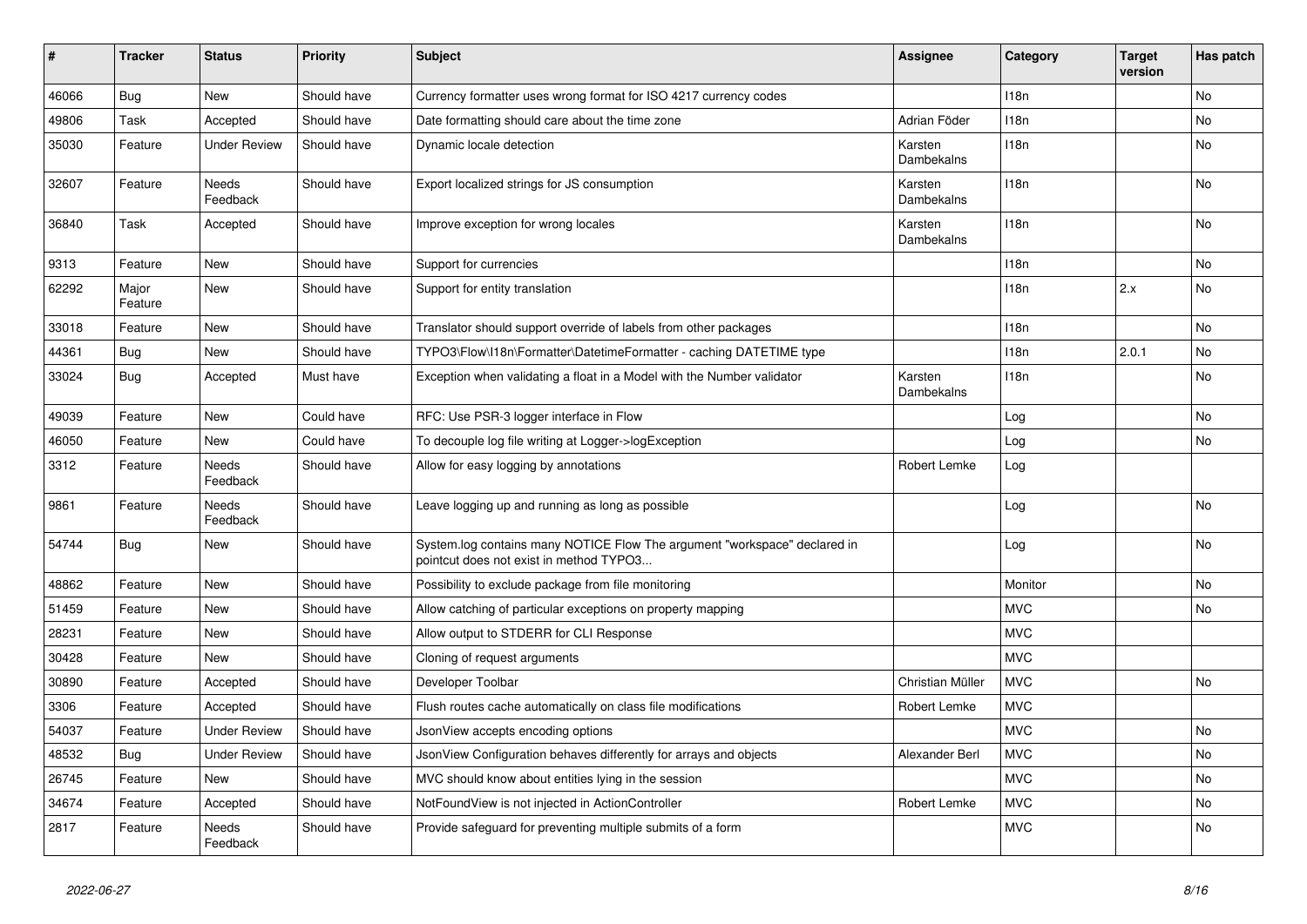| # | Tracker | Status | Priority | Subject | Assignee | Category | Target version | Has patch |
|---|---|---|---|---|---|---|---|---|
| 46066 | Bug | New | Should have | Currency formatter uses wrong format for ISO 4217 currency codes | | I18n | | No |
| 49806 | Task | Accepted | Should have | Date formatting should care about the time zone | Adrian Föder | I18n | | No |
| 35030 | Feature | Under Review | Should have | Dynamic locale detection | Karsten Dambekalns | I18n | | No |
| 32607 | Feature | Needs Feedback | Should have | Export localized strings for JS consumption | Karsten Dambekalns | I18n | | No |
| 36840 | Task | Accepted | Should have | Improve exception for wrong locales | Karsten Dambekalns | I18n | | No |
| 9313 | Feature | New | Should have | Support for currencies | | I18n | | No |
| 62292 | Major Feature | New | Should have | Support for entity translation | | I18n | 2.x | No |
| 33018 | Feature | New | Should have | Translator should support override of labels from other packages | | I18n | | No |
| 44361 | Bug | New | Should have | TYPO3\Flow\I18n\Formatter\DatetimeFormatter - caching DATETIME type | | I18n | 2.0.1 | No |
| 33024 | Bug | Accepted | Must have | Exception when validating a float in a Model with the Number validator | Karsten Dambekalns | I18n | | No |
| 49039 | Feature | New | Could have | RFC: Use PSR-3 logger interface in Flow | | Log | | No |
| 46050 | Feature | New | Could have | To decouple log file writing at Logger->logException | | Log | | No |
| 3312 | Feature | Needs Feedback | Should have | Allow for easy logging by annotations | Robert Lemke | Log | | |
| 9861 | Feature | Needs Feedback | Should have | Leave logging up and running as long as possible | | Log | | No |
| 54744 | Bug | New | Should have | System.log contains many NOTICE Flow The argument "workspace" declared in pointcut does not exist in method TYPO3... | | Log | | No |
| 48862 | Feature | New | Should have | Possibility to exclude package from file monitoring | | Monitor | | No |
| 51459 | Feature | New | Should have | Allow catching of particular exceptions on property mapping | | MVC | | No |
| 28231 | Feature | New | Should have | Allow output to STDERR for CLI Response | | MVC | | |
| 30428 | Feature | New | Should have | Cloning of request arguments | | MVC | | |
| 30890 | Feature | Accepted | Should have | Developer Toolbar | Christian Müller | MVC | | No |
| 3306 | Feature | Accepted | Should have | Flush routes cache automatically on class file modifications | Robert Lemke | MVC | | |
| 54037 | Feature | Under Review | Should have | JsonView accepts encoding options | | MVC | | No |
| 48532 | Bug | Under Review | Should have | JsonView Configuration behaves differently for arrays and objects | Alexander Berl | MVC | | No |
| 26745 | Feature | New | Should have | MVC should know about entities lying in the session | | MVC | | No |
| 34674 | Feature | Accepted | Should have | NotFoundView is not injected in ActionController | Robert Lemke | MVC | | No |
| 2817 | Feature | Needs Feedback | Should have | Provide safeguard for preventing multiple submits of a form | | MVC | | No |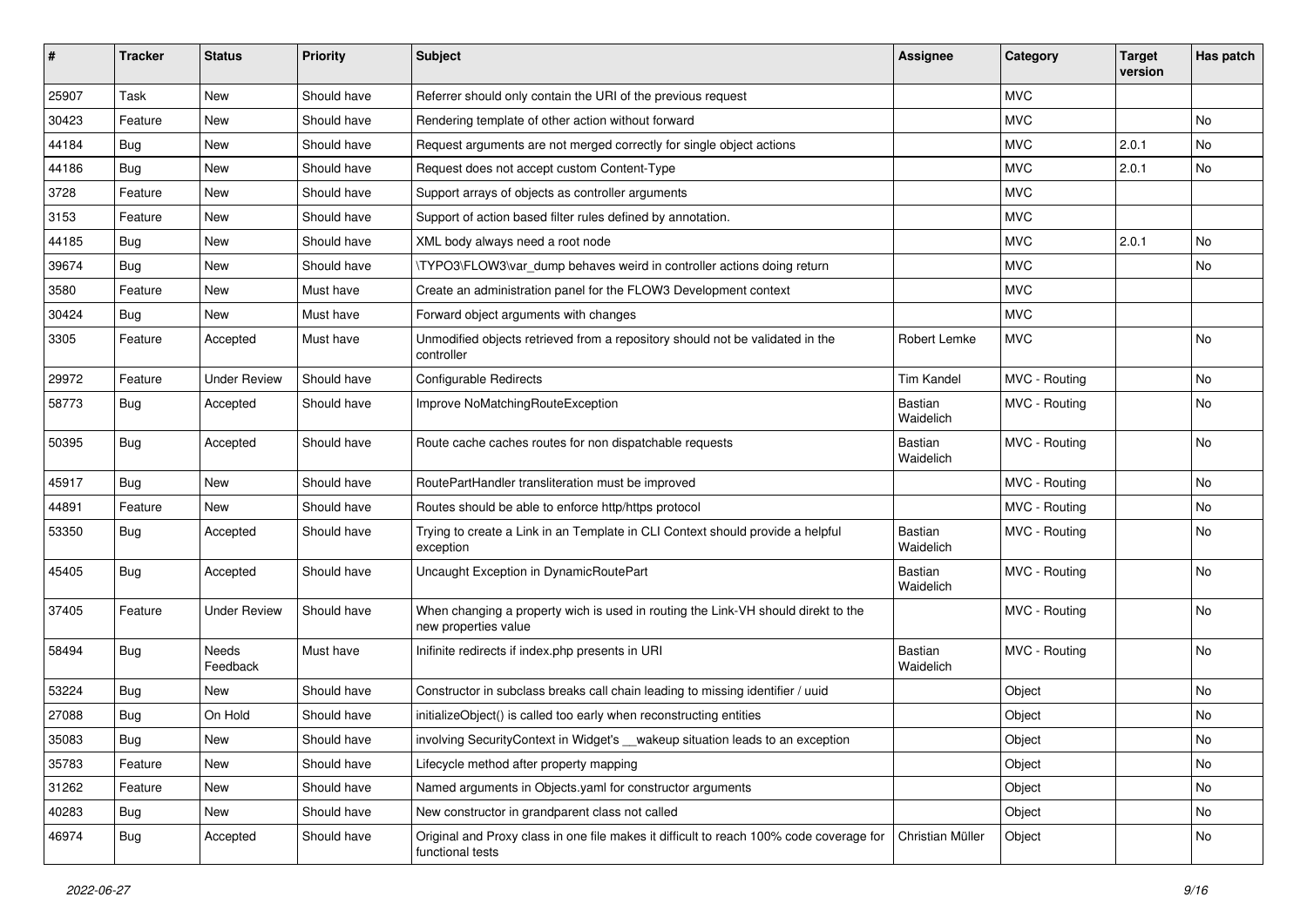| # | Tracker | Status | Priority | Subject | Assignee | Category | Target version | Has patch |
|---|---|---|---|---|---|---|---|---|
| 25907 | Task | New | Should have | Referrer should only contain the URI of the previous request | | MVC | | |
| 30423 | Feature | New | Should have | Rendering template of other action without forward | | MVC | | No |
| 44184 | Bug | New | Should have | Request arguments are not merged correctly for single object actions | | MVC | 2.0.1 | No |
| 44186 | Bug | New | Should have | Request does not accept custom Content-Type | | MVC | 2.0.1 | No |
| 3728 | Feature | New | Should have | Support arrays of objects as controller arguments | | MVC | | |
| 3153 | Feature | New | Should have | Support of action based filter rules defined by annotation. | | MVC | | |
| 44185 | Bug | New | Should have | XML body always need a root node | | MVC | 2.0.1 | No |
| 39674 | Bug | New | Should have | \TYPO3\FLOW3\var_dump behaves weird in controller actions doing return | | MVC | | No |
| 3580 | Feature | New | Must have | Create an administration panel for the FLOW3 Development context | | MVC | | |
| 30424 | Bug | New | Must have | Forward object arguments with changes | | MVC | | |
| 3305 | Feature | Accepted | Must have | Unmodified objects retrieved from a repository should not be validated in the controller | Robert Lemke | MVC | | No |
| 29972 | Feature | Under Review | Should have | Configurable Redirects | Tim Kandel | MVC - Routing | | No |
| 58773 | Bug | Accepted | Should have | Improve NoMatchingRouteException | Bastian Waidelich | MVC - Routing | | No |
| 50395 | Bug | Accepted | Should have | Route cache caches routes for non dispatchable requests | Bastian Waidelich | MVC - Routing | | No |
| 45917 | Bug | New | Should have | RoutePartHandler transliteration must be improved | | MVC - Routing | | No |
| 44891 | Feature | New | Should have | Routes should be able to enforce http/https protocol | | MVC - Routing | | No |
| 53350 | Bug | Accepted | Should have | Trying to create a Link in an Template in CLI Context should provide a helpful exception | Bastian Waidelich | MVC - Routing | | No |
| 45405 | Bug | Accepted | Should have | Uncaught Exception in DynamicRoutePart | Bastian Waidelich | MVC - Routing | | No |
| 37405 | Feature | Under Review | Should have | When changing a property wich is used in routing the Link-VH should direkt to the new properties value | | MVC - Routing | | No |
| 58494 | Bug | Needs Feedback | Must have | Inifinite redirects if index.php presents in URI | Bastian Waidelich | MVC - Routing | | No |
| 53224 | Bug | New | Should have | Constructor in subclass breaks call chain leading to missing identifier / uuid | | Object | | No |
| 27088 | Bug | On Hold | Should have | initializeObject() is called too early when reconstructing entities | | Object | | No |
| 35083 | Bug | New | Should have | involving SecurityContext in Widget's __wakeup situation leads to an exception | | Object | | No |
| 35783 | Feature | New | Should have | Lifecycle method after property mapping | | Object | | No |
| 31262 | Feature | New | Should have | Named arguments in Objects.yaml for constructor arguments | | Object | | No |
| 40283 | Bug | New | Should have | New constructor in grandparent class not called | | Object | | No |
| 46974 | Bug | Accepted | Should have | Original and Proxy class in one file makes it difficult to reach 100% code coverage for functional tests | Christian Müller | Object | | No |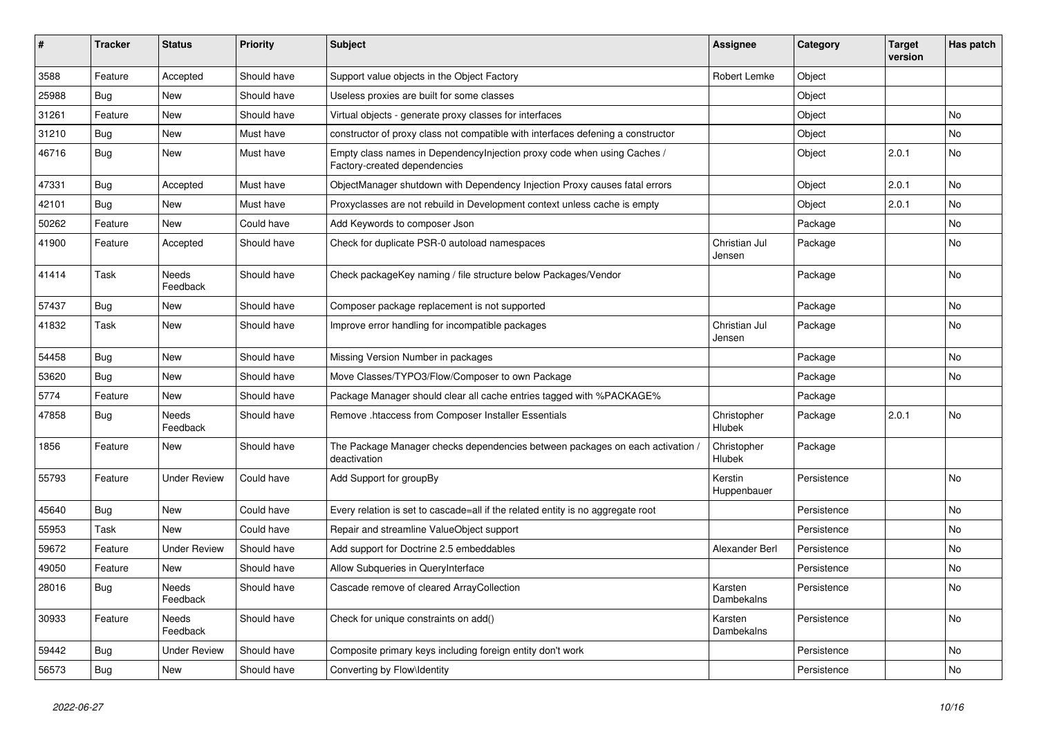| # | Tracker | Status | Priority | Subject | Assignee | Category | Target version | Has patch |
|---|---|---|---|---|---|---|---|---|
| 3588 | Feature | Accepted | Should have | Support value objects in the Object Factory | Robert Lemke | Object | | |
| 25988 | Bug | New | Should have | Useless proxies are built for some classes | | Object | | |
| 31261 | Feature | New | Should have | Virtual objects - generate proxy classes for interfaces | | Object | | No |
| 31210 | Bug | New | Must have | constructor of proxy class not compatible with interfaces defening a constructor | | Object | | No |
| 46716 | Bug | New | Must have | Empty class names in DependencyInjection proxy code when using Caches / Factory-created dependencies | | Object | 2.0.1 | No |
| 47331 | Bug | Accepted | Must have | ObjectManager shutdown with Dependency Injection Proxy causes fatal errors | | Object | 2.0.1 | No |
| 42101 | Bug | New | Must have | Proxyclasses are not rebuild in Development context unless cache is empty | | Object | 2.0.1 | No |
| 50262 | Feature | New | Could have | Add Keywords to composer Json | | Package | | No |
| 41900 | Feature | Accepted | Should have | Check for duplicate PSR-0 autoload namespaces | Christian Jul Jensen | Package | | No |
| 41414 | Task | Needs Feedback | Should have | Check packageKey naming / file structure below Packages/Vendor | | Package | | No |
| 57437 | Bug | New | Should have | Composer package replacement is not supported | | Package | | No |
| 41832 | Task | New | Should have | Improve error handling for incompatible packages | Christian Jul Jensen | Package | | No |
| 54458 | Bug | New | Should have | Missing Version Number in packages | | Package | | No |
| 53620 | Bug | New | Should have | Move Classes/TYPO3/Flow/Composer to own Package | | Package | | No |
| 5774 | Feature | New | Should have | Package Manager should clear all cache entries tagged with %PACKAGE% | | Package | | |
| 47858 | Bug | Needs Feedback | Should have | Remove .htaccess from Composer Installer Essentials | Christopher Hlubek | Package | 2.0.1 | No |
| 1856 | Feature | New | Should have | The Package Manager checks dependencies between packages on each activation / deactivation | Christopher Hlubek | Package | | |
| 55793 | Feature | Under Review | Could have | Add Support for groupBy | Kerstin Huppenbauer | Persistence | | No |
| 45640 | Bug | New | Could have | Every relation is set to cascade=all if the related entity is no aggregate root | | Persistence | | No |
| 55953 | Task | New | Could have | Repair and streamline ValueObject support | | Persistence | | No |
| 59672 | Feature | Under Review | Should have | Add support for Doctrine 2.5 embeddables | Alexander Berl | Persistence | | No |
| 49050 | Feature | New | Should have | Allow Subqueries in QueryInterface | | Persistence | | No |
| 28016 | Bug | Needs Feedback | Should have | Cascade remove of cleared ArrayCollection | Karsten Dambekalns | Persistence | | No |
| 30933 | Feature | Needs Feedback | Should have | Check for unique constraints on add() | Karsten Dambekalns | Persistence | | No |
| 59442 | Bug | Under Review | Should have | Composite primary keys including foreign entity don't work | | Persistence | | No |
| 56573 | Bug | New | Should have | Converting by Flow\Identity | | Persistence | | No |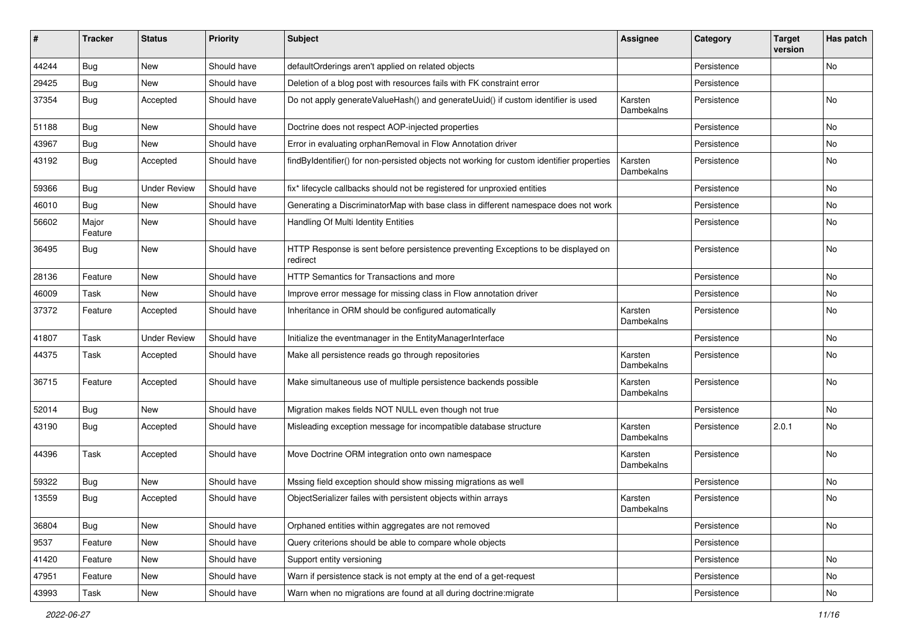| # | Tracker | Status | Priority | Subject | Assignee | Category | Target version | Has patch |
|---|---|---|---|---|---|---|---|---|
| 44244 | Bug | New | Should have | defaultOrderings aren't applied on related objects | | Persistence | | No |
| 29425 | Bug | New | Should have | Deletion of a blog post with resources fails with FK constraint error | | Persistence | | |
| 37354 | Bug | Accepted | Should have | Do not apply generateValueHash() and generateUuid() if custom identifier is used | Karsten Dambekalns | Persistence | | No |
| 51188 | Bug | New | Should have | Doctrine does not respect AOP-injected properties | | Persistence | | No |
| 43967 | Bug | New | Should have | Error in evaluating orphanRemoval in Flow Annotation driver | | Persistence | | No |
| 43192 | Bug | Accepted | Should have | findByIdentifier() for non-persisted objects not working for custom identifier properties | Karsten Dambekalns | Persistence | | No |
| 59366 | Bug | Under Review | Should have | fix* lifecycle callbacks should not be registered for unproxied entities | | Persistence | | No |
| 46010 | Bug | New | Should have | Generating a DiscriminatorMap with base class in different namespace does not work | | Persistence | | No |
| 56602 | Major Feature | New | Should have | Handling Of Multi Identity Entities | | Persistence | | No |
| 36495 | Bug | New | Should have | HTTP Response is sent before persistence preventing Exceptions to be displayed on redirect | | Persistence | | No |
| 28136 | Feature | New | Should have | HTTP Semantics for Transactions and more | | Persistence | | No |
| 46009 | Task | New | Should have | Improve error message for missing class in Flow annotation driver | | Persistence | | No |
| 37372 | Feature | Accepted | Should have | Inheritance in ORM should be configured automatically | Karsten Dambekalns | Persistence | | No |
| 41807 | Task | Under Review | Should have | Initialize the eventmanager in the EntityManagerInterface | | Persistence | | No |
| 44375 | Task | Accepted | Should have | Make all persistence reads go through repositories | Karsten Dambekalns | Persistence | | No |
| 36715 | Feature | Accepted | Should have | Make simultaneous use of multiple persistence backends possible | Karsten Dambekalns | Persistence | | No |
| 52014 | Bug | New | Should have | Migration makes fields NOT NULL even though not true | | Persistence | | No |
| 43190 | Bug | Accepted | Should have | Misleading exception message for incompatible database structure | Karsten Dambekalns | Persistence | 2.0.1 | No |
| 44396 | Task | Accepted | Should have | Move Doctrine ORM integration onto own namespace | Karsten Dambekalns | Persistence | | No |
| 59322 | Bug | New | Should have | Mssing field exception should show missing migrations as well | | Persistence | | No |
| 13559 | Bug | Accepted | Should have | ObjectSerializer failes with persistent objects within arrays | Karsten Dambekalns | Persistence | | No |
| 36804 | Bug | New | Should have | Orphaned entities within aggregates are not removed | | Persistence | | No |
| 9537 | Feature | New | Should have | Query criterions should be able to compare whole objects | | Persistence | | |
| 41420 | Feature | New | Should have | Support entity versioning | | Persistence | | No |
| 47951 | Feature | New | Should have | Warn if persistence stack is not empty at the end of a get-request | | Persistence | | No |
| 43993 | Task | New | Should have | Warn when no migrations are found at all during doctrine:migrate | | Persistence | | No |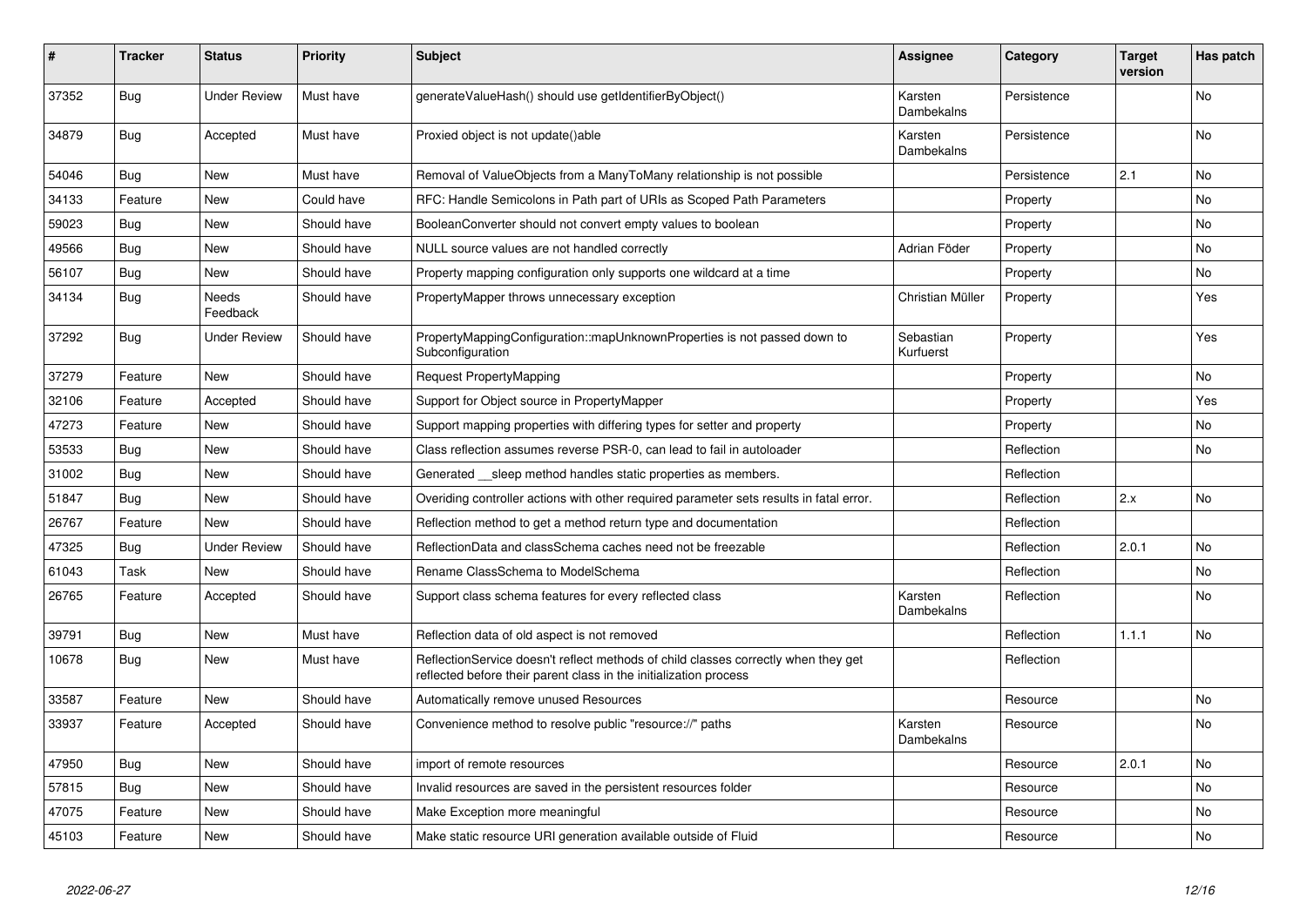| # | Tracker | Status | Priority | Subject | Assignee | Category | Target version | Has patch |
|---|---|---|---|---|---|---|---|---|
| 37352 | Bug | Under Review | Must have | generateValueHash() should use getIdentifierByObject() | Karsten Dambekalns | Persistence | | No |
| 34879 | Bug | Accepted | Must have | Proxied object is not update()able | Karsten Dambekalns | Persistence | | No |
| 54046 | Bug | New | Must have | Removal of ValueObjects from a ManyToMany relationship is not possible | | Persistence | 2.1 | No |
| 34133 | Feature | New | Could have | RFC: Handle Semicolons in Path part of URIs as Scoped Path Parameters | | Property | | No |
| 59023 | Bug | New | Should have | BooleanConverter should not convert empty values to boolean | | Property | | No |
| 49566 | Bug | New | Should have | NULL source values are not handled correctly | Adrian Föder | Property | | No |
| 56107 | Bug | New | Should have | Property mapping configuration only supports one wildcard at a time | | Property | | No |
| 34134 | Bug | Needs Feedback | Should have | PropertyMapper throws unnecessary exception | Christian Müller | Property | | Yes |
| 37292 | Bug | Under Review | Should have | PropertyMappingConfiguration::mapUnknownProperties is not passed down to Subconfiguration | Sebastian Kurfuerst | Property | | Yes |
| 37279 | Feature | New | Should have | Request PropertyMapping | | Property | | No |
| 32106 | Feature | Accepted | Should have | Support for Object source in PropertyMapper | | Property | | Yes |
| 47273 | Feature | New | Should have | Support mapping properties with differing types for setter and property | | Property | | No |
| 53533 | Bug | New | Should have | Class reflection assumes reverse PSR-0, can lead to fail in autoloader | | Reflection | | No |
| 31002 | Bug | New | Should have | Generated __sleep method handles static properties as members. | | Reflection | | |
| 51847 | Bug | New | Should have | Overiding controller actions with other required parameter sets results in fatal error. | | Reflection | 2.x | No |
| 26767 | Feature | New | Should have | Reflection method to get a method return type and documentation | | Reflection | | |
| 47325 | Bug | Under Review | Should have | ReflectionData and classSchema caches need not be freezable | | Reflection | 2.0.1 | No |
| 61043 | Task | New | Should have | Rename ClassSchema to ModelSchema | | Reflection | | No |
| 26765 | Feature | Accepted | Should have | Support class schema features for every reflected class | Karsten Dambekalns | Reflection | | No |
| 39791 | Bug | New | Must have | Reflection data of old aspect is not removed | | Reflection | 1.1.1 | No |
| 10678 | Bug | New | Must have | ReflectionService doesn't reflect methods of child classes correctly when they get reflected before their parent class in the initialization process | | Reflection | | |
| 33587 | Feature | New | Should have | Automatically remove unused Resources | | Resource | | No |
| 33937 | Feature | Accepted | Should have | Convenience method to resolve public "resource://" paths | Karsten Dambekalns | Resource | | No |
| 47950 | Bug | New | Should have | import of remote resources | | Resource | 2.0.1 | No |
| 57815 | Bug | New | Should have | Invalid resources are saved in the persistent resources folder | | Resource | | No |
| 47075 | Feature | New | Should have | Make Exception more meaningful | | Resource | | No |
| 45103 | Feature | New | Should have | Make static resource URI generation available outside of Fluid | | Resource | | No |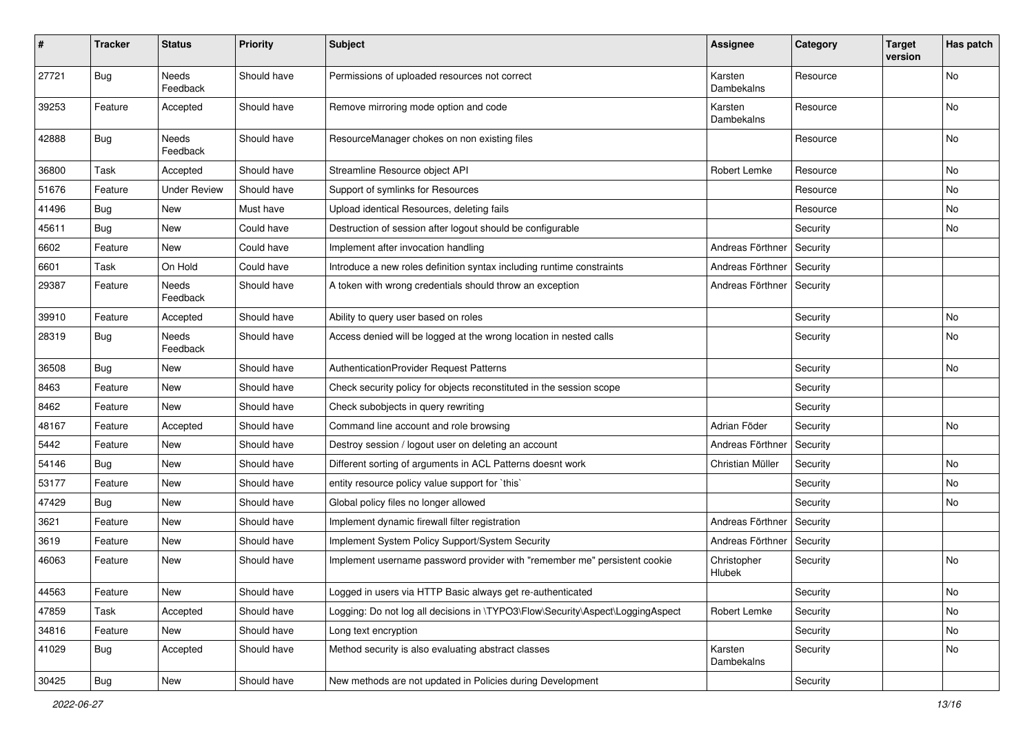| # | Tracker | Status | Priority | Subject | Assignee | Category | Target version | Has patch |
|---|---|---|---|---|---|---|---|---|
| 27721 | Bug | Needs Feedback | Should have | Permissions of uploaded resources not correct | Karsten Dambekalns | Resource | | No |
| 39253 | Feature | Accepted | Should have | Remove mirroring mode option and code | Karsten Dambekalns | Resource | | No |
| 42888 | Bug | Needs Feedback | Should have | ResourceManager chokes on non existing files | | Resource | | No |
| 36800 | Task | Accepted | Should have | Streamline Resource object API | Robert Lemke | Resource | | No |
| 51676 | Feature | Under Review | Should have | Support of symlinks for Resources | | Resource | | No |
| 41496 | Bug | New | Must have | Upload identical Resources, deleting fails | | Resource | | No |
| 45611 | Bug | New | Could have | Destruction of session after logout should be configurable | | Security | | No |
| 6602 | Feature | New | Could have | Implement after invocation handling | Andreas Förthner | Security | | |
| 6601 | Task | On Hold | Could have | Introduce a new roles definition syntax including runtime constraints | Andreas Förthner | Security | | |
| 29387 | Feature | Needs Feedback | Should have | A token with wrong credentials should throw an exception | Andreas Förthner | Security | | |
| 39910 | Feature | Accepted | Should have | Ability to query user based on roles | | Security | | No |
| 28319 | Bug | Needs Feedback | Should have | Access denied will be logged at the wrong location in nested calls | | Security | | No |
| 36508 | Bug | New | Should have | AuthenticationProvider Request Patterns | | Security | | No |
| 8463 | Feature | New | Should have | Check security policy for objects reconstituted in the session scope | | Security | | |
| 8462 | Feature | New | Should have | Check subobjects in query rewriting | | Security | | |
| 48167 | Feature | Accepted | Should have | Command line account and role browsing | Adrian Föder | Security | | No |
| 5442 | Feature | New | Should have | Destroy session / logout user on deleting an account | Andreas Förthner | Security | | |
| 54146 | Bug | New | Should have | Different sorting of arguments in ACL Patterns doesnt work | Christian Müller | Security | | No |
| 53177 | Feature | New | Should have | entity resource policy value support for `this` | | Security | | No |
| 47429 | Bug | New | Should have | Global policy files no longer allowed | | Security | | No |
| 3621 | Feature | New | Should have | Implement dynamic firewall filter registration | Andreas Förthner | Security | | |
| 3619 | Feature | New | Should have | Implement System Policy Support/System Security | Andreas Förthner | Security | | |
| 46063 | Feature | New | Should have | Implement username password provider with "remember me" persistent cookie | Christopher Hlubek | Security | | No |
| 44563 | Feature | New | Should have | Logged in users via HTTP Basic always get re-authenticated | | Security | | No |
| 47859 | Task | Accepted | Should have | Logging: Do not log all decisions in \TYPO3\Flow\Security\Aspect\LoggingAspect | Robert Lemke | Security | | No |
| 34816 | Feature | New | Should have | Long text encryption | | Security | | No |
| 41029 | Bug | Accepted | Should have | Method security is also evaluating abstract classes | Karsten Dambekalns | Security | | No |
| 30425 | Bug | New | Should have | New methods are not updated in Policies during Development | | Security | | |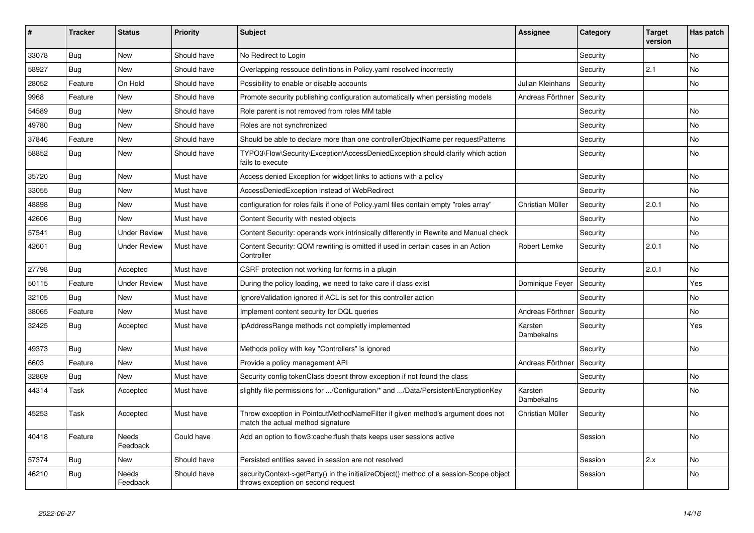| # | Tracker | Status | Priority | Subject | Assignee | Category | Target version | Has patch |
|---|---|---|---|---|---|---|---|---|
| 33078 | Bug | New | Should have | No Redirect to Login | | Security | | No |
| 58927 | Bug | New | Should have | Overlapping ressouce definitions in Policy.yaml resolved incorrectly | | Security | 2.1 | No |
| 28052 | Feature | On Hold | Should have | Possibility to enable or disable accounts | Julian Kleinhans | Security | | No |
| 9968 | Feature | New | Should have | Promote security publishing configuration automatically when persisting models | Andreas Förthner | Security | | |
| 54589 | Bug | New | Should have | Role parent is not removed from roles MM table | | Security | | No |
| 49780 | Bug | New | Should have | Roles are not synchronized | | Security | | No |
| 37846 | Feature | New | Should have | Should be able to declare more than one controllerObjectName per requestPatterns | | Security | | No |
| 58852 | Bug | New | Should have | TYPO3\Flow\Security\Exception\AccessDeniedException should clarify which action fails to execute | | Security | | No |
| 35720 | Bug | New | Must have | Access denied Exception for widget links to actions with a policy | | Security | | No |
| 33055 | Bug | New | Must have | AccessDeniedException instead of WebRedirect | | Security | | No |
| 48898 | Bug | New | Must have | configuration for roles fails if one of Policy.yaml files contain empty "roles array" | Christian Müller | Security | 2.0.1 | No |
| 42606 | Bug | New | Must have | Content Security with nested objects | | Security | | No |
| 57541 | Bug | Under Review | Must have | Content Security: operands work intrinsically differently in Rewrite and Manual check | | Security | | No |
| 42601 | Bug | Under Review | Must have | Content Security: QOM rewriting is omitted if used in certain cases in an Action Controller | Robert Lemke | Security | 2.0.1 | No |
| 27798 | Bug | Accepted | Must have | CSRF protection not working for forms in a plugin | | Security | 2.0.1 | No |
| 50115 | Feature | Under Review | Must have | During the policy loading, we need to take care if class exist | Dominique Feyer | Security | | Yes |
| 32105 | Bug | New | Must have | IgnoreValidation ignored if ACL is set for this controller action | | Security | | No |
| 38065 | Feature | New | Must have | Implement content security for DQL queries | Andreas Förthner | Security | | No |
| 32425 | Bug | Accepted | Must have | IpAddressRange methods not completly implemented | Karsten Dambekalns | Security | | Yes |
| 49373 | Bug | New | Must have | Methods policy with key "Controllers" is ignored | | Security | | No |
| 6603 | Feature | New | Must have | Provide a policy management API | Andreas Förthner | Security | | |
| 32869 | Bug | New | Must have | Security config tokenClass doesnt throw exception if not found the class | | Security | | No |
| 44314 | Task | Accepted | Must have | slightly file permissions for .../Configuration/* and .../Data/Persistent/EncryptionKey | Karsten Dambekalns | Security | | No |
| 45253 | Task | Accepted | Must have | Throw exception in PointcutMethodNameFilter if given method's argument does not match the actual method signature | Christian Müller | Security | | No |
| 40418 | Feature | Needs Feedback | Could have | Add an option to flow3:cache:flush thats keeps user sessions active | | Session | | No |
| 57374 | Bug | New | Should have | Persisted entities saved in session are not resolved | | Session | 2.x | No |
| 46210 | Bug | Needs Feedback | Should have | securityContext->getParty() in the initializeObject() method of a session-Scope object throws exception on second request | | Session | | No |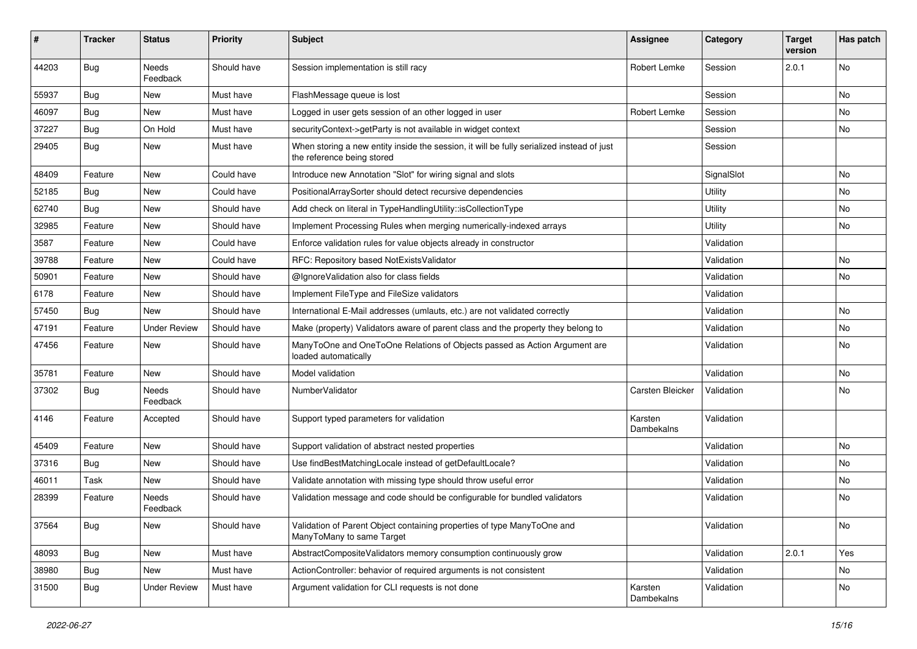| # | Tracker | Status | Priority | Subject | Assignee | Category | Target version | Has patch |
|---|---|---|---|---|---|---|---|---|
| 44203 | Bug | Needs Feedback | Should have | Session implementation is still racy | Robert Lemke | Session | 2.0.1 | No |
| 55937 | Bug | New | Must have | FlashMessage queue is lost | | Session | | No |
| 46097 | Bug | New | Must have | Logged in user gets session of an other logged in user | Robert Lemke | Session | | No |
| 37227 | Bug | On Hold | Must have | securityContext->getParty is not available in widget context | | Session | | No |
| 29405 | Bug | New | Must have | When storing a new entity inside the session, it will be fully serialized instead of just the reference being stored | | Session | | |
| 48409 | Feature | New | Could have | Introduce new Annotation "Slot" for wiring signal and slots | | SignalSlot | | No |
| 52185 | Bug | New | Could have | PositionalArraySorter should detect recursive dependencies | | Utility | | No |
| 62740 | Bug | New | Should have | Add check on literal in TypeHandlingUtility::isCollectionType | | Utility | | No |
| 32985 | Feature | New | Should have | Implement Processing Rules when merging numerically-indexed arrays | | Utility | | No |
| 3587 | Feature | New | Could have | Enforce validation rules for value objects already in constructor | | Validation | | |
| 39788 | Feature | New | Could have | RFC: Repository based NotExistsValidator | | Validation | | No |
| 50901 | Feature | New | Should have | @IgnoreValidation also for class fields | | Validation | | No |
| 6178 | Feature | New | Should have | Implement FileType and FileSize validators | | Validation | | |
| 57450 | Bug | New | Should have | International E-Mail addresses (umlauts, etc.) are not validated correctly | | Validation | | No |
| 47191 | Feature | Under Review | Should have | Make (property) Validators aware of parent class and the property they belong to | | Validation | | No |
| 47456 | Feature | New | Should have | ManyToOne and OneToOne Relations of Objects passed as Action Argument are loaded automatically | | Validation | | No |
| 35781 | Feature | New | Should have | Model validation | | Validation | | No |
| 37302 | Bug | Needs Feedback | Should have | NumberValidator | Carsten Bleicker | Validation | | No |
| 4146 | Feature | Accepted | Should have | Support typed parameters for validation | Karsten Dambekalns | Validation | | |
| 45409 | Feature | New | Should have | Support validation of abstract nested properties | | Validation | | No |
| 37316 | Bug | New | Should have | Use findBestMatchingLocale instead of getDefaultLocale? | | Validation | | No |
| 46011 | Task | New | Should have | Validate annotation with missing type should throw useful error | | Validation | | No |
| 28399 | Feature | Needs Feedback | Should have | Validation message and code should be configurable for bundled validators | | Validation | | No |
| 37564 | Bug | New | Should have | Validation of Parent Object containing properties of type ManyToOne and ManyToMany to same Target | | Validation | | No |
| 48093 | Bug | New | Must have | AbstractCompositeValidators memory consumption continuously grow | | Validation | 2.0.1 | Yes |
| 38980 | Bug | New | Must have | ActionController: behavior of required arguments is not consistent | | Validation | | No |
| 31500 | Bug | Under Review | Must have | Argument validation for CLI requests is not done | Karsten Dambekalns | Validation | | No |

*2022-06-27*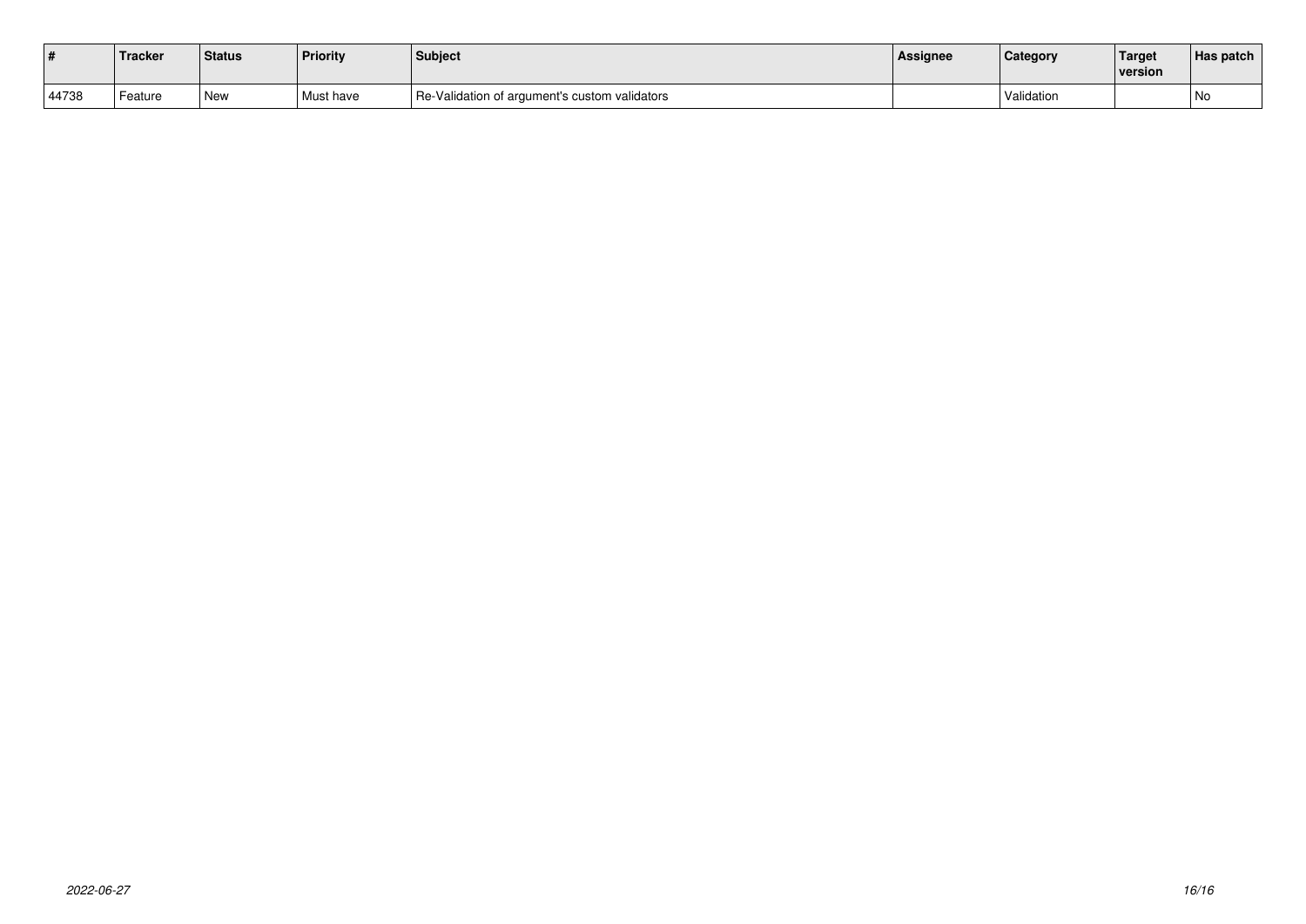| # | Tracker | Status | Priority | Subject | Assignee | Category | Target version | Has patch |
|---|---|---|---|---|---|---|---|---|
| 44738 | Feature | New | Must have | Re-Validation of argument's custom validators | | Validation | | No |